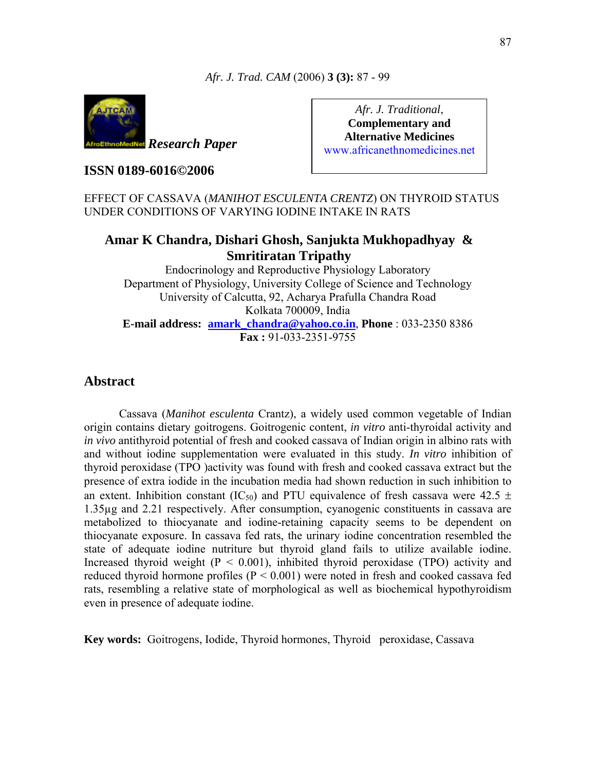Research Paper

**ISSN 0189-6016©2006**

*Afr. J. Traditional*, **Complementary and Alternative Medicines**
www.africanethnomedicines.net

# EFFECT OF CASSAVA (*MANIHOT ESCULENTA CRENTZ*) ON THYROID STATUS UNDER CONDITIONS OF VARYING IODINE INTAKE IN RATS

**Amar K Chandra, Dishari Ghosh, Sanjukta Mukhopadhyay & Smritiratan Tripathy**

Endocrinology and Reproductive Physiology Laboratory
Department of Physiology, University College of Science and Technology
University of Calcutta, 92, Acharya Prafulla Chandra Road
Kolkata 700009, India

**E-mail address:** amark_chandra@yahoo.co.in, **Phone** : 033-2350 8386
**Fax :** 91-033-2351-9755

## Abstract

Cassava (*Manihot esculenta* Crantz), a widely used common vegetable of Indian origin contains dietary goitrogens. Goitrogenic content, *in vitro* anti-thyroidal activity and *in vivo* antithyroid potential of fresh and cooked cassava of Indian origin in albino rats with and without iodine supplementation were evaluated in this study. *In vitro* inhibition of thyroid peroxidase (TPO )activity was found with fresh and cooked cassava extract but the presence of extra iodide in the incubation media had shown reduction in such inhibition to an extent. Inhibition constant ($IC_{50}$) and PTU equivalence of fresh cassava were 42.5 ± 1.35µg and 2.21 respectively. After consumption, cyanogenic constituents in cassava are metabolized to thiocyanate and iodine-retaining capacity seems to be dependent on thiocyanate exposure. In cassava fed rats, the urinary iodine concentration resembled the state of adequate iodine nutriture but thyroid gland fails to utilize available iodine. Increased thyroid weight ($P < 0.001$), inhibited thyroid peroxidase (TPO) activity and reduced thyroid hormone profiles ($P < 0.001$) were noted in fresh and cooked cassava fed rats, resembling a relative state of morphological as well as biochemical hypothyroidism even in presence of adequate iodine.

**Key words:** Goitrogens, Iodide, Thyroid hormones, Thyroid peroxidase, Cassava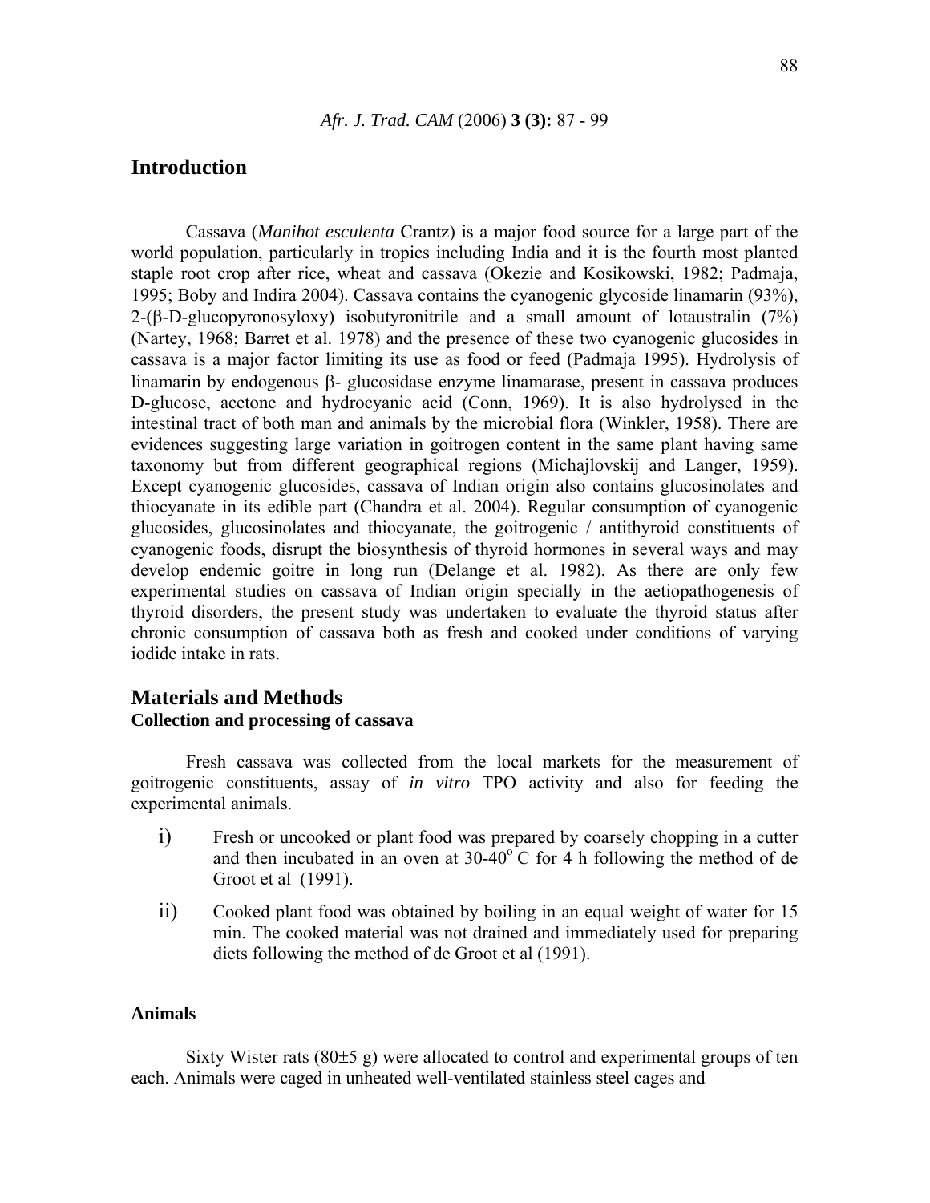## Introduction

Cassava (*Manihot esculenta* Crantz) is a major food source for a large part of the world population, particularly in tropics including India and it is the fourth most planted staple root crop after rice, wheat and cassava (Okezie and Kosikowski, 1982; Padmaja, 1995; Boby and Indira 2004). Cassava contains the cyanogenic glycoside linamarin (93%), 2-(β-D-glucopyronosyloxy) isobutyronitrile and a small amount of lotaustralin (7%) (Nartey, 1968; Barret et al. 1978) and the presence of these two cyanogenic glucosides in cassava is a major factor limiting its use as food or feed (Padmaja 1995). Hydrolysis of linamarin by endogenous β- glucosidase enzyme linamarase, present in cassava produces D-glucose, acetone and hydrocyanic acid (Conn, 1969). It is also hydrolysed in the intestinal tract of both man and animals by the microbial flora (Winkler, 1958). There are evidences suggesting large variation in goitrogen content in the same plant having same taxonomy but from different geographical regions (Michajlovskij and Langer, 1959). Except cyanogenic glucosides, cassava of Indian origin also contains glucosinolates and thiocyanate in its edible part (Chandra et al. 2004). Regular consumption of cyanogenic glucosides, glucosinolates and thiocyanate, the goitrogenic / antithyroid constituents of cyanogenic foods, disrupt the biosynthesis of thyroid hormones in several ways and may develop endemic goitre in long run (Delange et al. 1982). As there are only few experimental studies on cassava of Indian origin specially in the aetiopathogenesis of thyroid disorders, the present study was undertaken to evaluate the thyroid status after chronic consumption of cassava both as fresh and cooked under conditions of varying iodide intake in rats.

## Materials and Methods

### Collection and processing of cassava

Fresh cassava was collected from the local markets for the measurement of goitrogenic constituents, assay of *in vitro* TPO activity and also for feeding the experimental animals.

i) Fresh or uncooked or plant food was prepared by coarsely chopping in a cutter and then incubated in an oven at 30-40$^{o}$ C for 4 h following the method of de Groot et al (1991).

ii) Cooked plant food was obtained by boiling in an equal weight of water for 15 min. The cooked material was not drained and immediately used for preparing diets following the method of de Groot et al (1991).

### Animals

Sixty Wister rats (80±5 g) were allocated to control and experimental groups of ten each. Animals were caged in unheated well-ventilated stainless steel cages and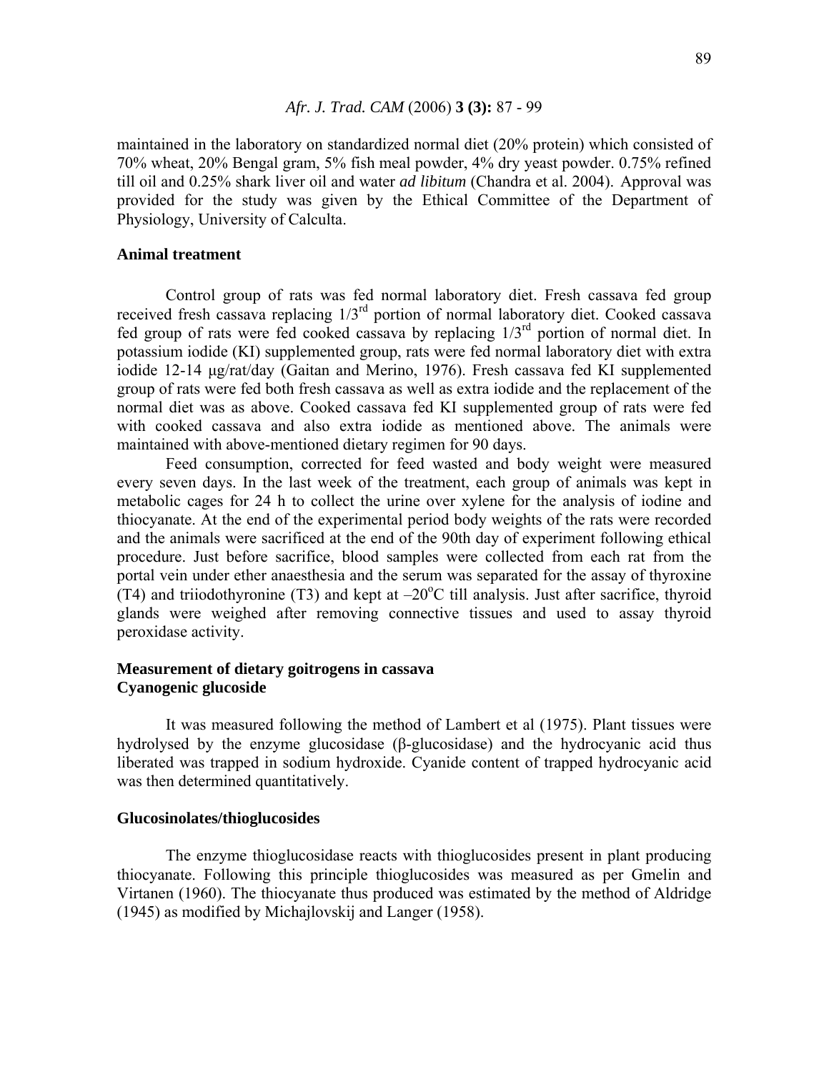maintained in the laboratory on standardized normal diet (20% protein) which consisted of 70% wheat, 20% Bengal gram, 5% fish meal powder, 4% dry yeast powder. 0.75% refined till oil and 0.25% shark liver oil and water *ad libitum* (Chandra et al. 2004). Approval was provided for the study was given by the Ethical Committee of the Department of Physiology, University of Calculta.

### Animal treatment

Control group of rats was fed normal laboratory diet. Fresh cassava fed group received fresh cassava replacing 1/3rd portion of normal laboratory diet. Cooked cassava fed group of rats were fed cooked cassava by replacing 1/3rd portion of normal diet. In potassium iodide (KI) supplemented group, rats were fed normal laboratory diet with extra iodide 12-14 µg/rat/day (Gaitan and Merino, 1976). Fresh cassava fed KI supplemented group of rats were fed both fresh cassava as well as extra iodide and the replacement of the normal diet was as above. Cooked cassava fed KI supplemented group of rats were fed with cooked cassava and also extra iodide as mentioned above. The animals were maintained with above-mentioned dietary regimen for 90 days.

Feed consumption, corrected for feed wasted and body weight were measured every seven days. In the last week of the treatment, each group of animals was kept in metabolic cages for 24 h to collect the urine over xylene for the analysis of iodine and thiocyanate. At the end of the experimental period body weights of the rats were recorded and the animals were sacrificed at the end of the 90th day of experiment following ethical procedure. Just before sacrifice, blood samples were collected from each rat from the portal vein under ether anaesthesia and the serum was separated for the assay of thyroxine (T4) and triiodothyronine (T3) and kept at –20°C till analysis. Just after sacrifice, thyroid glands were weighed after removing connective tissues and used to assay thyroid peroxidase activity.

### Measurement of dietary goitrogens in cassava

### Cyanogenic glucoside

It was measured following the method of Lambert et al (1975). Plant tissues were hydrolysed by the enzyme glucosidase (β-glucosidase) and the hydrocyanic acid thus liberated was trapped in sodium hydroxide. Cyanide content of trapped hydrocyanic acid was then determined quantitatively.

### Glucosinolates/thioglucosides

The enzyme thioglucosidase reacts with thioglucosides present in plant producing thiocyanate. Following this principle thioglucosides was measured as per Gmelin and Virtanen (1960). The thiocyanate thus produced was estimated by the method of Aldridge (1945) as modified by Michajlovskij and Langer (1958).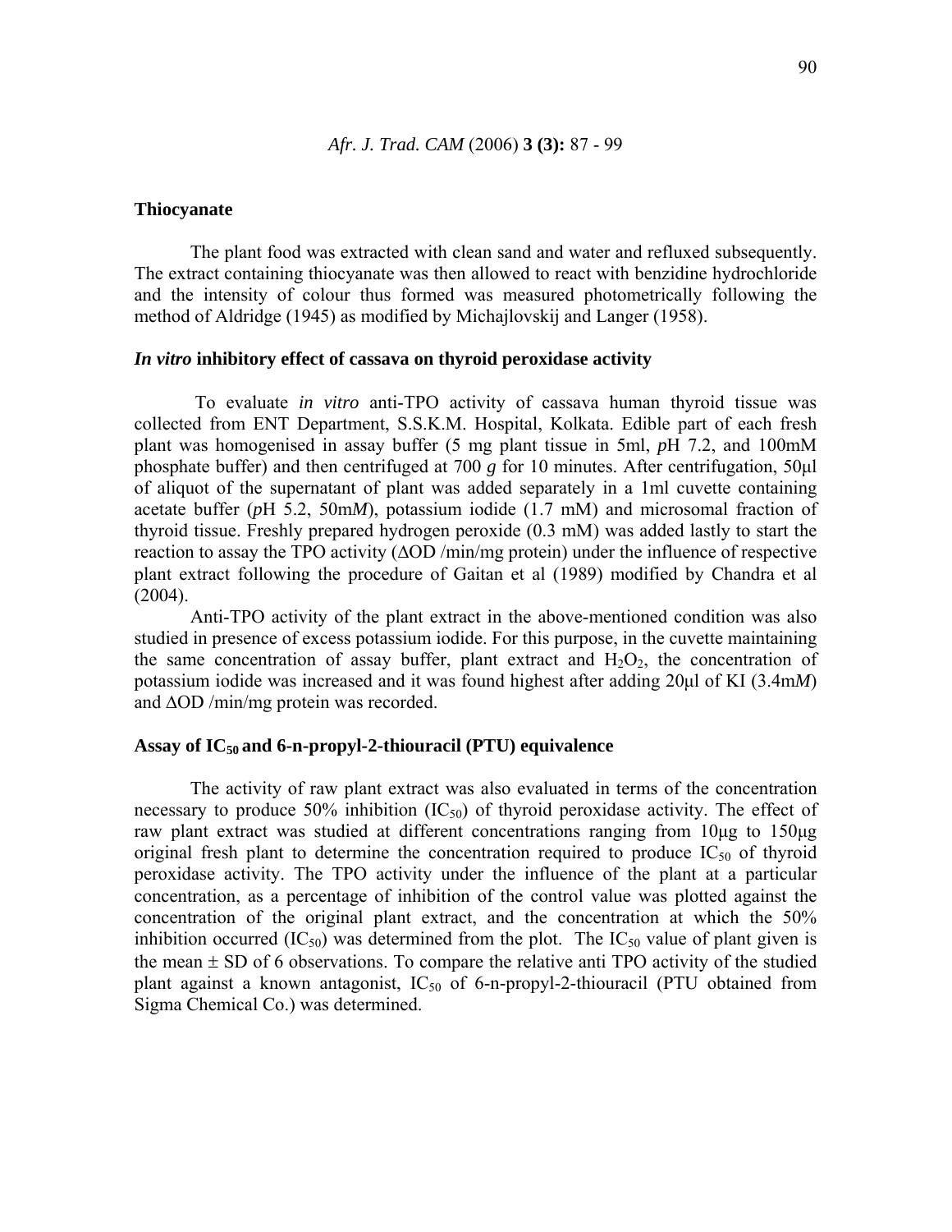### Thiocyanate

The plant food was extracted with clean sand and water and refluxed subsequently. The extract containing thiocyanate was then allowed to react with benzidine hydrochloride and the intensity of colour thus formed was measured photometrically following the method of Aldridge (1945) as modified by Michajlovskij and Langer (1958).

### *In vitro* inhibitory effect of cassava on thyroid peroxidase activity

To evaluate *in vitro* anti-TPO activity of cassava human thyroid tissue was collected from ENT Department, S.S.K.M. Hospital, Kolkata. Edible part of each fresh plant was homogenised in assay buffer (5 mg plant tissue in 5ml, *p*H 7.2, and 100mM phosphate buffer) and then centrifuged at 700 *g* for 10 minutes. After centrifugation, 50μl of aliquot of the supernatant of plant was added separately in a 1ml cuvette containing acetate buffer (*p*H 5.2, 50m*M*), potassium iodide (1.7 mM) and microsomal fraction of thyroid tissue. Freshly prepared hydrogen peroxide (0.3 mM) was added lastly to start the reaction to assay the TPO activity ($\Delta$OD /min/mg protein) under the influence of respective plant extract following the procedure of Gaitan et al (1989) modified by Chandra et al (2004).

Anti-TPO activity of the plant extract in the above-mentioned condition was also studied in presence of excess potassium iodide. For this purpose, in the cuvette maintaining the same concentration of assay buffer, plant extract and $H_2O_2$, the concentration of potassium iodide was increased and it was found highest after adding 20μl of KI (3.4m*M*) and $\Delta$OD /min/mg protein was recorded.

### Assay of $IC_{50}$ and 6-n-propyl-2-thiouracil (PTU) equivalence

The activity of raw plant extract was also evaluated in terms of the concentration necessary to produce 50% inhibition ($IC_{50}$) of thyroid peroxidase activity. The effect of raw plant extract was studied at different concentrations ranging from 10μg to 150μg original fresh plant to determine the concentration required to produce $IC_{50}$ of thyroid peroxidase activity. The TPO activity under the influence of the plant at a particular concentration, as a percentage of inhibition of the control value was plotted against the concentration of the original plant extract, and the concentration at which the 50% inhibition occurred ($IC_{50}$) was determined from the plot. The $IC_{50}$ value of plant given is the mean $\pm$ SD of 6 observations. To compare the relative anti TPO activity of the studied plant against a known antagonist, $IC_{50}$ of 6-n-propyl-2-thiouracil (PTU obtained from Sigma Chemical Co.) was determined.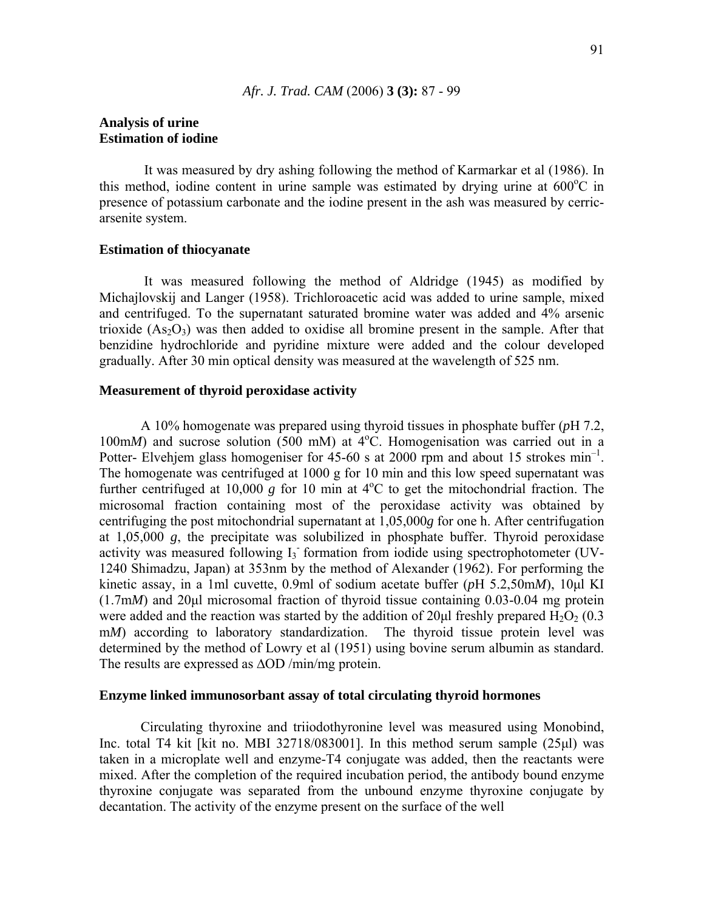## Analysis of urine

### Estimation of iodine

It was measured by dry ashing following the method of Karmarkar et al (1986). In this method, iodine content in urine sample was estimated by drying urine at 600$^{o}$C in presence of potassium carbonate and the iodine present in the ash was measured by cerric-arsenite system.

### Estimation of thiocyanate

It was measured following the method of Aldridge (1945) as modified by Michajlovskij and Langer (1958). Trichloroacetic acid was added to urine sample, mixed and centrifuged. To the supernatant saturated bromine water was added and 4% arsenic trioxide ($As_2O_3$) was then added to oxidise all bromine present in the sample. After that benzidine hydrochloride and pyridine mixture were added and the colour developed gradually. After 30 min optical density was measured at the wavelength of 525 nm.

### Measurement of thyroid peroxidase activity

A 10% homogenate was prepared using thyroid tissues in phosphate buffer (*p*H 7.2, 100m*M*) and sucrose solution (500 mM) at 4$^{o}$C. Homogenisation was carried out in a Potter- Elvehjem glass homogeniser for 45-60 s at 2000 rpm and about 15 strokes min$^{-1}$. The homogenate was centrifuged at 1000 g for 10 min and this low speed supernatant was further centrifuged at 10,000 *g* for 10 min at 4$^{o}$C to get the mitochondrial fraction. The microsomal fraction containing most of the peroxidase activity was obtained by centrifuging the post mitochondrial supernatant at 1,05,000*g* for one h. After centrifugation at 1,05,000 *g*, the precipitate was solubilized in phosphate buffer. Thyroid peroxidase activity was measured following $I_3^-$ formation from iodide using spectrophotometer (UV-1240 Shimadzu, Japan) at 353nm by the method of Alexander (1962). For performing the kinetic assay, in a 1ml cuvette, 0.9ml of sodium acetate buffer (*p*H 5.2,50m*M*), 10μl KI (1.7m*M*) and 20μl microsomal fraction of thyroid tissue containing 0.03-0.04 mg protein were added and the reaction was started by the addition of 20μl freshly prepared $H_2O_2$ (0.3 m*M*) according to laboratory standardization. The thyroid tissue protein level was determined by the method of Lowry et al (1951) using bovine serum albumin as standard. The results are expressed as ΔOD /min/mg protein.

### Enzyme linked immunosorbant assay of total circulating thyroid hormones

Circulating thyroxine and triiodothyronine level was measured using Monobind, Inc. total T4 kit [kit no. MBI 32718/083001]. In this method serum sample (25μl) was taken in a microplate well and enzyme-T4 conjugate was added, then the reactants were mixed. After the completion of the required incubation period, the antibody bound enzyme thyroxine conjugate was separated from the unbound enzyme thyroxine conjugate by decantation. The activity of the enzyme present on the surface of the well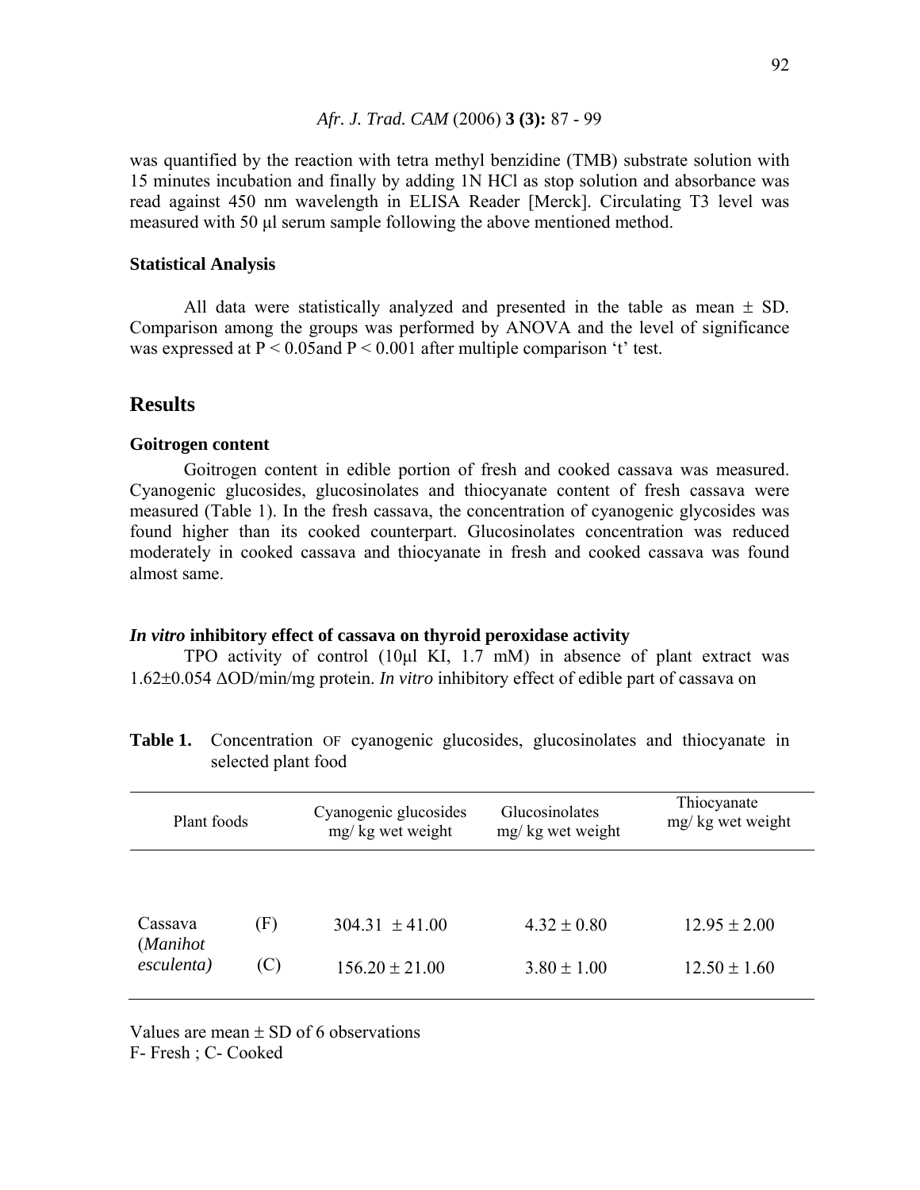was quantified by the reaction with tetra methyl benzidine (TMB) substrate solution with 15 minutes incubation and finally by adding 1N HCl as stop solution and absorbance was read against 450 nm wavelength in ELISA Reader [Merck]. Circulating T3 level was measured with 50 µl serum sample following the above mentioned method.

### Statistical Analysis

All data were statistically analyzed and presented in the table as mean ± SD. Comparison among the groups was performed by ANOVA and the level of significance was expressed at $P < 0.05$and $P < 0.001$ after multiple comparison 't' test.

## Results

### Goitrogen content

Goitrogen content in edible portion of fresh and cooked cassava was measured. Cyanogenic glucosides, glucosinolates and thiocyanate content of fresh cassava were measured (Table 1). In the fresh cassava, the concentration of cyanogenic glycosides was found higher than its cooked counterpart. Glucosinolates concentration was reduced moderately in cooked cassava and thiocyanate in fresh and cooked cassava was found almost same.

### *In vitro* inhibitory effect of cassava on thyroid peroxidase activity

TPO activity of control (10µl KI, 1.7 mM) in absence of plant extract was 1.62±0.054 ΔOD/min/mg protein. *In vitro* inhibitory effect of edible part of cassava on

**Table 1.** Concentration OF cyanogenic glucosides, glucosinolates and thiocyanate in selected plant food

| Plant foods | | Cyanogenic glucosides mg/ kg wet weight | Glucosinolates mg/ kg wet weight | Thiocyanate mg/ kg wet weight |
|---|---|---|---|---|
| Cassava (*Manihot esculenta)* | (F) | 304.31 ± 41.00 | 4.32 ± 0.80 | 12.95 ± 2.00 |
| | (C) | 156.20 ± 21.00 | 3.80 ± 1.00 | 12.50 ± 1.60 |

Values are mean ± SD of 6 observations
F- Fresh ; C- Cooked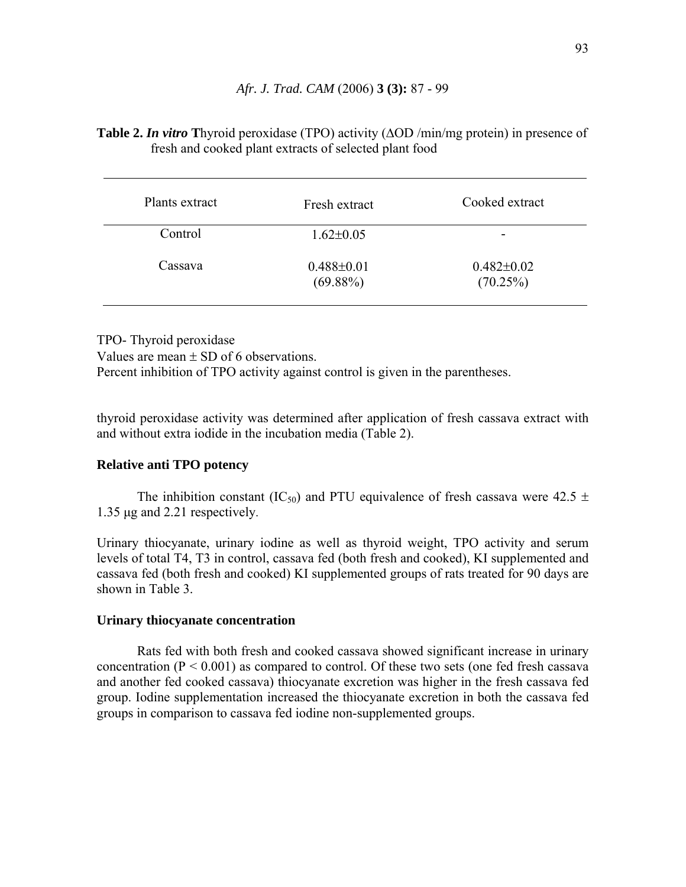**Table 2.** ***In vitro*** **T**hyroid peroxidase (TPO) activity (ΔOD /min/mg protein) in presence of fresh and cooked plant extracts of selected plant food

| Plants extract | Fresh extract | Cooked extract |
|---|---|---|
| Control | 1.62±0.05 | - |
| Cassava | 0.488±0.01 (69.88%) | 0.482±0.02 (70.25%) |

TPO- Thyroid peroxidase
Values are mean ± SD of 6 observations.
Percent inhibition of TPO activity against control is given in the parentheses.

thyroid peroxidase activity was determined after application of fresh cassava extract with and without extra iodide in the incubation media (Table 2).

### Relative anti TPO potency

The inhibition constant ($IC_{50}$) and PTU equivalence of fresh cassava were 42.5 ± 1.35 μg and 2.21 respectively.

Urinary thiocyanate, urinary iodine as well as thyroid weight, TPO activity and serum levels of total T4, T3 in control, cassava fed (both fresh and cooked), KI supplemented and cassava fed (both fresh and cooked) KI supplemented groups of rats treated for 90 days are shown in Table 3.

### Urinary thiocyanate concentration

Rats fed with both fresh and cooked cassava showed significant increase in urinary concentration ($P < 0.001$) as compared to control. Of these two sets (one fed fresh cassava and another fed cooked cassava) thiocyanate excretion was higher in the fresh cassava fed group. Iodine supplementation increased the thiocyanate excretion in both the cassava fed groups in comparison to cassava fed iodine non-supplemented groups.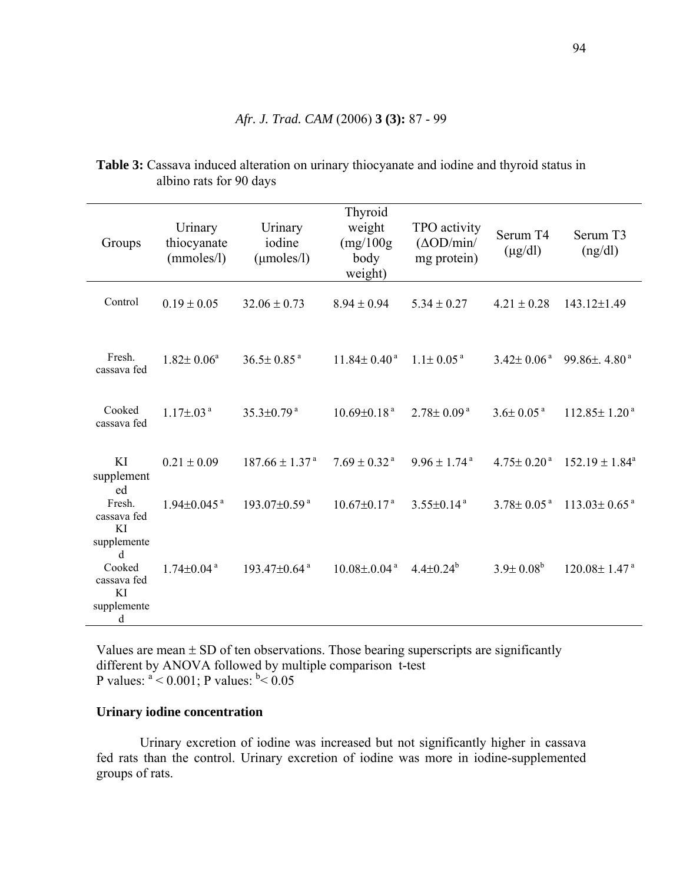**Table 3:** Cassava induced alteration on urinary thiocyanate and iodine and thyroid status in albino rats for 90 days

| Groups | Urinary thiocyanate (mmoles/l) | Urinary iodine (μmoles/l) | Thyroid weight (mg/100g body weight) | TPO activity (ΔOD/min/ mg protein) | Serum T4 (μg/dl) | Serum T3 (ng/dl) |
|---|---|---|---|---|---|---|
| Control | 0.19 ± 0.05 | 32.06 ± 0.73 | 8.94 ± 0.94 | 5.34 ± 0.27 | 4.21 ± 0.28 | 143.12±1.49 |
| Fresh. cassava fed | 1.82± 0.06[a] | 36.5± 0.85[a] | 11.84± 0.40[a] | 1.1± 0.05[a] | 3.42± 0.06[a] | 99.86±. 4.80[a] |
| Cooked cassava fed | 1.17±.03[a] | 35.3±0.79[a] | 10.69±0.18[a] | 2.78± 0.09[a] | 3.6± 0.05[a] | 112.85± 1.20[a] |
| KI supplemented | 0.21 ± 0.09 | 187.66 ± 1.37[a] | 7.69 ± 0.32[a] | 9.96 ± 1.74[a] | 4.75± 0.20[a] | 152.19 ± 1.84[a] |
| Fresh. cassava fed KI supplemented | 1.94±0.045[a] | 193.07±0.59[a] | 10.67±0.17[a] | 3.55±0.14[a] | 3.78± 0.05[a] | 113.03± 0.65[a] |
| Cooked cassava fed KI supplemented | 1.74±0.04[a] | 193.47±0.64[a] | 10.08±.0.04[a] | 4.4±0.24[b] | 3.9± 0.08[b] | 120.08± 1.47[a] |

Values are mean ± SD of ten observations. Those bearing superscripts are significantly different by ANOVA followed by multiple comparison t-test
P values: [a] < 0.001; P values: [b] < 0.05

### Urinary iodine concentration

Urinary excretion of iodine was increased but not significantly higher in cassava fed rats than the control. Urinary excretion of iodine was more in iodine-supplemented groups of rats.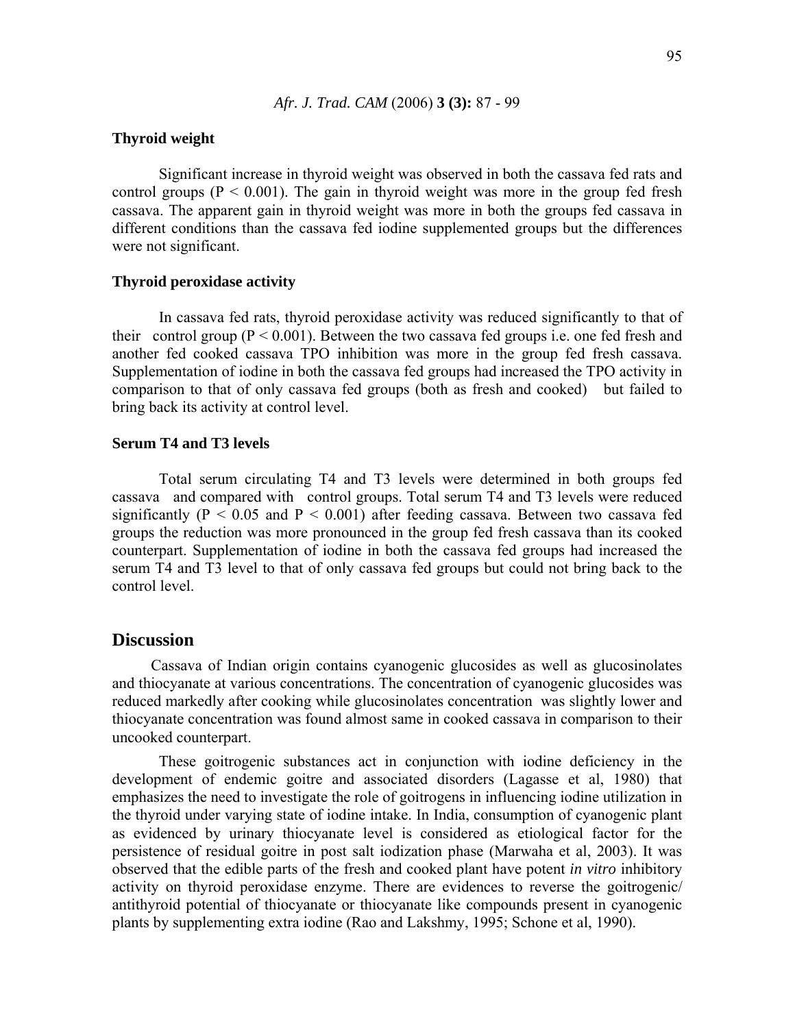### Thyroid weight

Significant increase in thyroid weight was observed in both the cassava fed rats and control groups ($P < 0.001$). The gain in thyroid weight was more in the group fed fresh cassava. The apparent gain in thyroid weight was more in both the groups fed cassava in different conditions than the cassava fed iodine supplemented groups but the differences were not significant.

### Thyroid peroxidase activity

In cassava fed rats, thyroid peroxidase activity was reduced significantly to that of their control group ($P < 0.001$). Between the two cassava fed groups i.e. one fed fresh and another fed cooked cassava TPO inhibition was more in the group fed fresh cassava. Supplementation of iodine in both the cassava fed groups had increased the TPO activity in comparison to that of only cassava fed groups (both as fresh and cooked) but failed to bring back its activity at control level.

### Serum T4 and T3 levels

Total serum circulating T4 and T3 levels were determined in both groups fed cassava and compared with control groups. Total serum T4 and T3 levels were reduced significantly ($P < 0.05$ and $P < 0.001$) after feeding cassava. Between two cassava fed groups the reduction was more pronounced in the group fed fresh cassava than its cooked counterpart. Supplementation of iodine in both the cassava fed groups had increased the serum T4 and T3 level to that of only cassava fed groups but could not bring back to the control level.

## Discussion

Cassava of Indian origin contains cyanogenic glucosides as well as glucosinolates and thiocyanate at various concentrations. The concentration of cyanogenic glucosides was reduced markedly after cooking while glucosinolates concentration was slightly lower and thiocyanate concentration was found almost same in cooked cassava in comparison to their uncooked counterpart.

These goitrogenic substances act in conjunction with iodine deficiency in the development of endemic goitre and associated disorders (Lagasse et al, 1980) that emphasizes the need to investigate the role of goitrogens in influencing iodine utilization in the thyroid under varying state of iodine intake. In India, consumption of cyanogenic plant as evidenced by urinary thiocyanate level is considered as etiological factor for the persistence of residual goitre in post salt iodization phase (Marwaha et al, 2003). It was observed that the edible parts of the fresh and cooked plant have potent *in vitro* inhibitory activity on thyroid peroxidase enzyme. There are evidences to reverse the goitrogenic/ antithyroid potential of thiocyanate or thiocyanate like compounds present in cyanogenic plants by supplementing extra iodine (Rao and Lakshmy, 1995; Schone et al, 1990).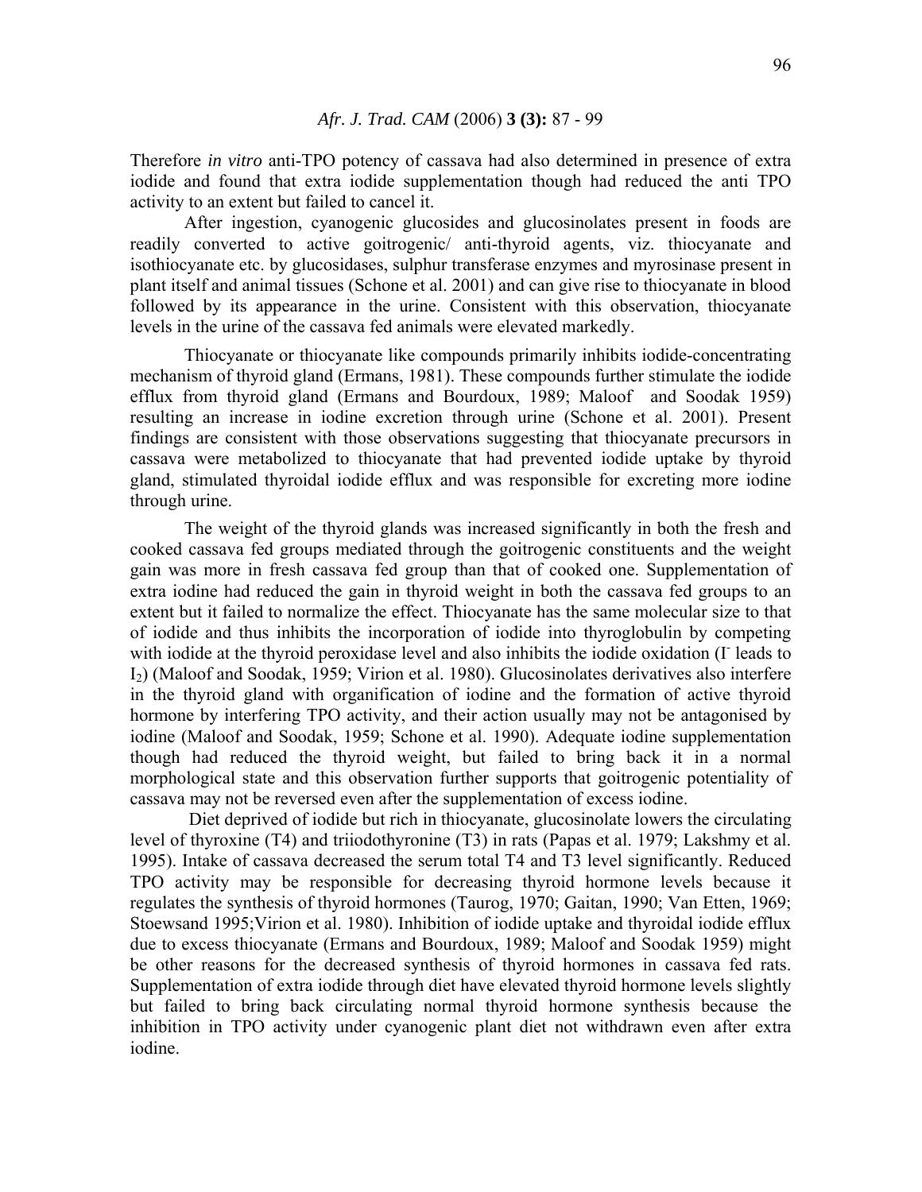Therefore *in vitro* anti-TPO potency of cassava had also determined in presence of extra iodide and found that extra iodide supplementation though had reduced the anti TPO activity to an extent but failed to cancel it.

After ingestion, cyanogenic glucosides and glucosinolates present in foods are readily converted to active goitrogenic/ anti-thyroid agents, viz. thiocyanate and isothiocyanate etc. by glucosidases, sulphur transferase enzymes and myrosinase present in plant itself and animal tissues (Schone et al. 2001) and can give rise to thiocyanate in blood followed by its appearance in the urine. Consistent with this observation, thiocyanate levels in the urine of the cassava fed animals were elevated markedly.

Thiocyanate or thiocyanate like compounds primarily inhibits iodide-concentrating mechanism of thyroid gland (Ermans, 1981). These compounds further stimulate the iodide efflux from thyroid gland (Ermans and Bourdoux, 1989; Maloof and Soodak 1959) resulting an increase in iodine excretion through urine (Schone et al. 2001). Present findings are consistent with those observations suggesting that thiocyanate precursors in cassava were metabolized to thiocyanate that had prevented iodide uptake by thyroid gland, stimulated thyroidal iodide efflux and was responsible for excreting more iodine through urine.

The weight of the thyroid glands was increased significantly in both the fresh and cooked cassava fed groups mediated through the goitrogenic constituents and the weight gain was more in fresh cassava fed group than that of cooked one. Supplementation of extra iodine had reduced the gain in thyroid weight in both the cassava fed groups to an extent but it failed to normalize the effect. Thiocyanate has the same molecular size to that of iodide and thus inhibits the incorporation of iodide into thyroglobulin by competing with iodide at the thyroid peroxidase level and also inhibits the iodide oxidation ($I^-$ leads to $I_2$) (Maloof and Soodak, 1959; Virion et al. 1980). Glucosinolates derivatives also interfere in the thyroid gland with organification of iodine and the formation of active thyroid hormone by interfering TPO activity, and their action usually may not be antagonised by iodine (Maloof and Soodak, 1959; Schone et al. 1990). Adequate iodine supplementation though had reduced the thyroid weight, but failed to bring back it in a normal morphological state and this observation further supports that goitrogenic potentiality of cassava may not be reversed even after the supplementation of excess iodine.

Diet deprived of iodide but rich in thiocyanate, glucosinolate lowers the circulating level of thyroxine (T4) and triiodothyronine (T3) in rats (Papas et al. 1979; Lakshmy et al. 1995). Intake of cassava decreased the serum total T4 and T3 level significantly. Reduced TPO activity may be responsible for decreasing thyroid hormone levels because it regulates the synthesis of thyroid hormones (Taurog, 1970; Gaitan, 1990; Van Etten, 1969; Stoewsand 1995;Virion et al. 1980). Inhibition of iodide uptake and thyroidal iodide efflux due to excess thiocyanate (Ermans and Bourdoux, 1989; Maloof and Soodak 1959) might be other reasons for the decreased synthesis of thyroid hormones in cassava fed rats. Supplementation of extra iodide through diet have elevated thyroid hormone levels slightly but failed to bring back circulating normal thyroid hormone synthesis because the inhibition in TPO activity under cyanogenic plant diet not withdrawn even after extra iodine.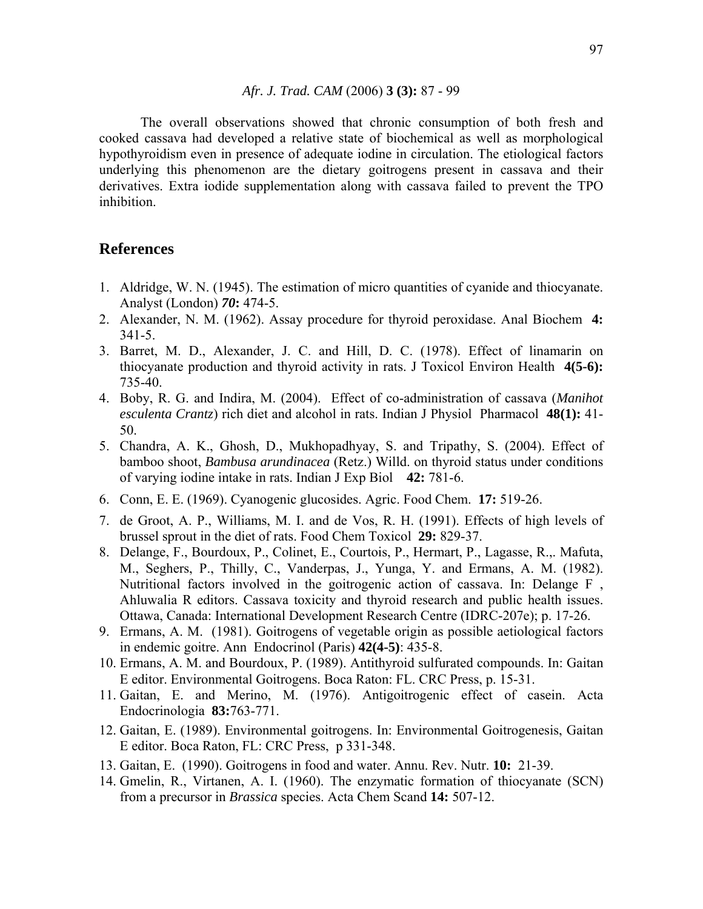The overall observations showed that chronic consumption of both fresh and cooked cassava had developed a relative state of biochemical as well as morphological hypothyroidism even in presence of adequate iodine in circulation. The etiological factors underlying this phenomenon are the dietary goitrogens present in cassava and their derivatives. Extra iodide supplementation along with cassava failed to prevent the TPO inhibition.

## References

1. Aldridge, W. N. (1945). The estimation of micro quantities of cyanide and thiocyanate. Analyst (London) ***70*:** 474-5.
2. Alexander, N. M. (1962). Assay procedure for thyroid peroxidase. Anal Biochem **4:** 341-5.
3. Barret, M. D., Alexander, J. C. and Hill, D. C. (1978). Effect of linamarin on thiocyanate production and thyroid activity in rats. J Toxicol Environ Health **4(5-6):** 735-40.
4. Boby, R. G. and Indira, M. (2004). Effect of co-administration of cassava (*Manihot esculenta Crantz*) rich diet and alcohol in rats. Indian J Physiol Pharmacol **48(1):** 41-50.
5. Chandra, A. K., Ghosh, D., Mukhopadhyay, S. and Tripathy, S. (2004). Effect of bamboo shoot, *Bambusa arundinacea* (Retz.) Willd. on thyroid status under conditions of varying iodine intake in rats. Indian J Exp Biol **42:** 781-6.
6. Conn, E. E. (1969). Cyanogenic glucosides. Agric. Food Chem. **17:** 519-26.
7. de Groot, A. P., Williams, M. I. and de Vos, R. H. (1991). Effects of high levels of brussel sprout in the diet of rats. Food Chem Toxicol **29:** 829-37.
8. Delange, F., Bourdoux, P., Colinet, E., Courtois, P., Hermart, P., Lagasse, R.,. Mafuta, M., Seghers, P., Thilly, C., Vanderpas, J., Yunga, Y. and Ermans, A. M. (1982). Nutritional factors involved in the goitrogenic action of cassava. In: Delange F , Ahluwalia R editors. Cassava toxicity and thyroid research and public health issues. Ottawa, Canada: International Development Research Centre (IDRC-207e); p. 17-26.
9. Ermans, A. M. (1981). Goitrogens of vegetable origin as possible aetiological factors in endemic goitre. Ann Endocrinol (Paris) **42(4-5)**: 435-8.
10. Ermans, A. M. and Bourdoux, P. (1989). Antithyroid sulfurated compounds. In: Gaitan E editor. Environmental Goitrogens. Boca Raton: FL. CRC Press, p. 15-31.
11. Gaitan, E. and Merino, M. (1976). Antigoitrogenic effect of casein. Acta Endocrinologia **83:**763-771.
12. Gaitan, E. (1989). Environmental goitrogens. In: Environmental Goitrogenesis, Gaitan E editor. Boca Raton, FL: CRC Press, p 331-348.
13. Gaitan, E. (1990). Goitrogens in food and water. Annu. Rev. Nutr. **10:** 21-39.
14. Gmelin, R., Virtanen, A. I. (1960). The enzymatic formation of thiocyanate (SCN) from a precursor in *Brassica* species. Acta Chem Scand **14:** 507-12.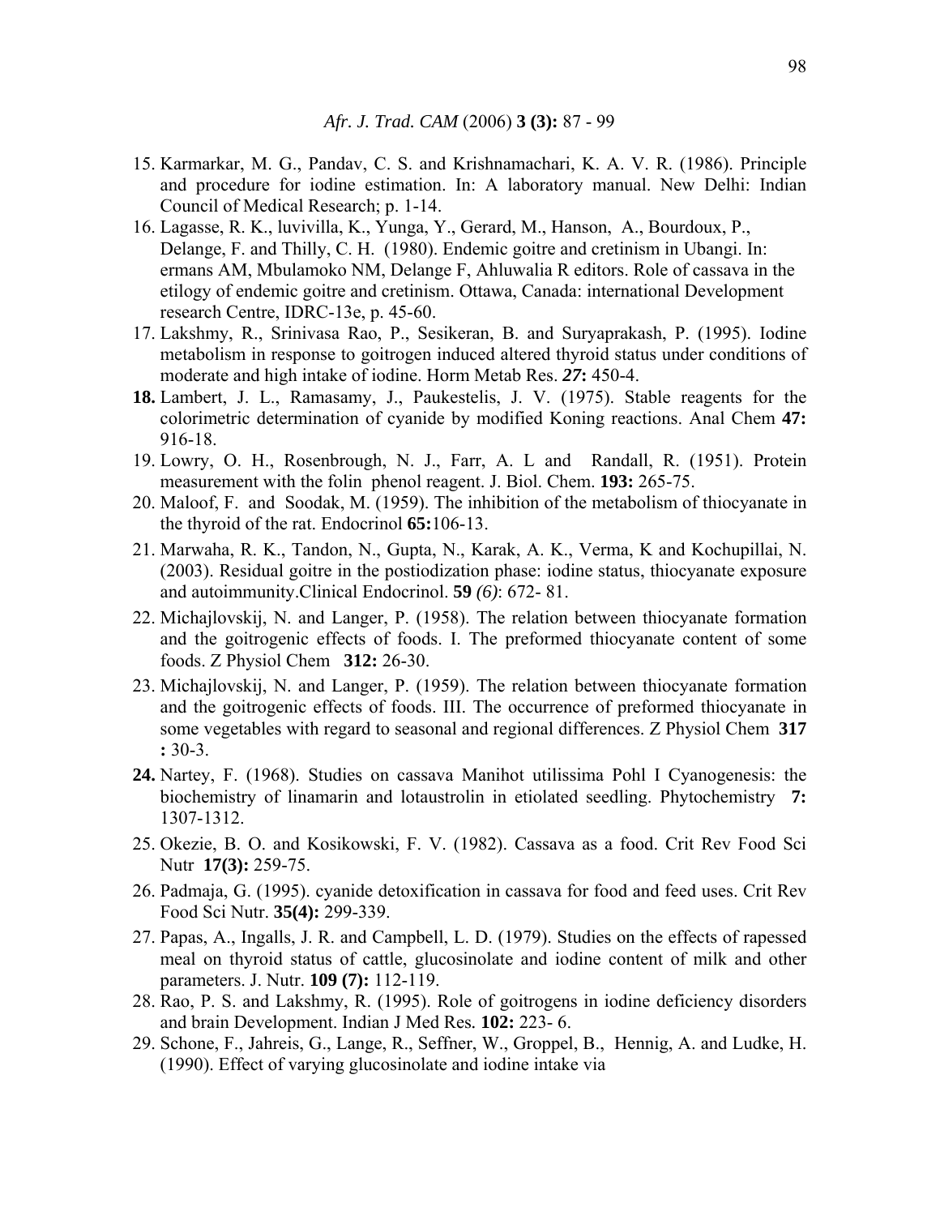15. Karmarkar, M. G., Pandav, C. S. and Krishnamachari, K. A. V. R. (1986). Principle and procedure for iodine estimation. In: A laboratory manual. New Delhi: Indian Council of Medical Research; p. 1-14.
16. Lagasse, R. K., luvivilla, K., Yunga, Y., Gerard, M., Hanson, A., Bourdoux, P., Delange, F. and Thilly, C. H. (1980). Endemic goitre and cretinism in Ubangi. In: ermans AM, Mbulamoko NM, Delange F, Ahluwalia R editors. Role of cassava in the etilogy of endemic goitre and cretinism. Ottawa, Canada: international Development research Centre, IDRC-13e, p. 45-60.
17. Lakshmy, R., Srinivasa Rao, P., Sesikeran, B. and Suryaprakash, P. (1995). Iodine metabolism in response to goitrogen induced altered thyroid status under conditions of moderate and high intake of iodine. Horm Metab Res. ***27*:** 450-4.
18. Lambert, J. L., Ramasamy, J., Paukestelis, J. V. (1975). Stable reagents for the colorimetric determination of cyanide by modified Koning reactions. Anal Chem **47:** 916-18.
19. Lowry, O. H., Rosenbrough, N. J., Farr, A. L and Randall, R. (1951). Protein measurement with the folin phenol reagent. J. Biol. Chem. **193:** 265-75.
20. Maloof, F. and Soodak, M. (1959). The inhibition of the metabolism of thiocyanate in the thyroid of the rat. Endocrinol **65:**106-13.
21. Marwaha, R. K., Tandon, N., Gupta, N., Karak, A. K., Verma, K and Kochupillai, N. (2003). Residual goitre in the postiodization phase: iodine status, thiocyanate exposure and autoimmunity.Clinical Endocrinol. **59** *(6)*: 672- 81.
22. Michajlovskij, N. and Langer, P. (1958). The relation between thiocyanate formation and the goitrogenic effects of foods. I. The preformed thiocyanate content of some foods. Z Physiol Chem **312:** 26-30.
23. Michajlovskij, N. and Langer, P. (1959). The relation between thiocyanate formation and the goitrogenic effects of foods. III. The occurrence of preformed thiocyanate in some vegetables with regard to seasonal and regional differences. Z Physiol Chem **317 :** 30-3.
24. Nartey, F. (1968). Studies on cassava Manihot utilissima Pohl I Cyanogenesis: the biochemistry of linamarin and lotaustrolin in etiolated seedling. Phytochemistry **7:** 1307-1312.
25. Okezie, B. O. and Kosikowski, F. V. (1982). Cassava as a food. Crit Rev Food Sci Nutr **17(3):** 259-75.
26. Padmaja, G. (1995). cyanide detoxification in cassava for food and feed uses. Crit Rev Food Sci Nutr. **35(4):** 299-339.
27. Papas, A., Ingalls, J. R. and Campbell, L. D. (1979). Studies on the effects of rapessed meal on thyroid status of cattle, glucosinolate and iodine content of milk and other parameters. J. Nutr. **109 (7):** 112-119.
28. Rao, P. S. and Lakshmy, R. (1995). Role of goitrogens in iodine deficiency disorders and brain Development. Indian J Med Res. **102:** 223- 6.
29. Schone, F., Jahreis, G., Lange, R., Seffner, W., Groppel, B., Hennig, A. and Ludke, H. (1990). Effect of varying glucosinolate and iodine intake via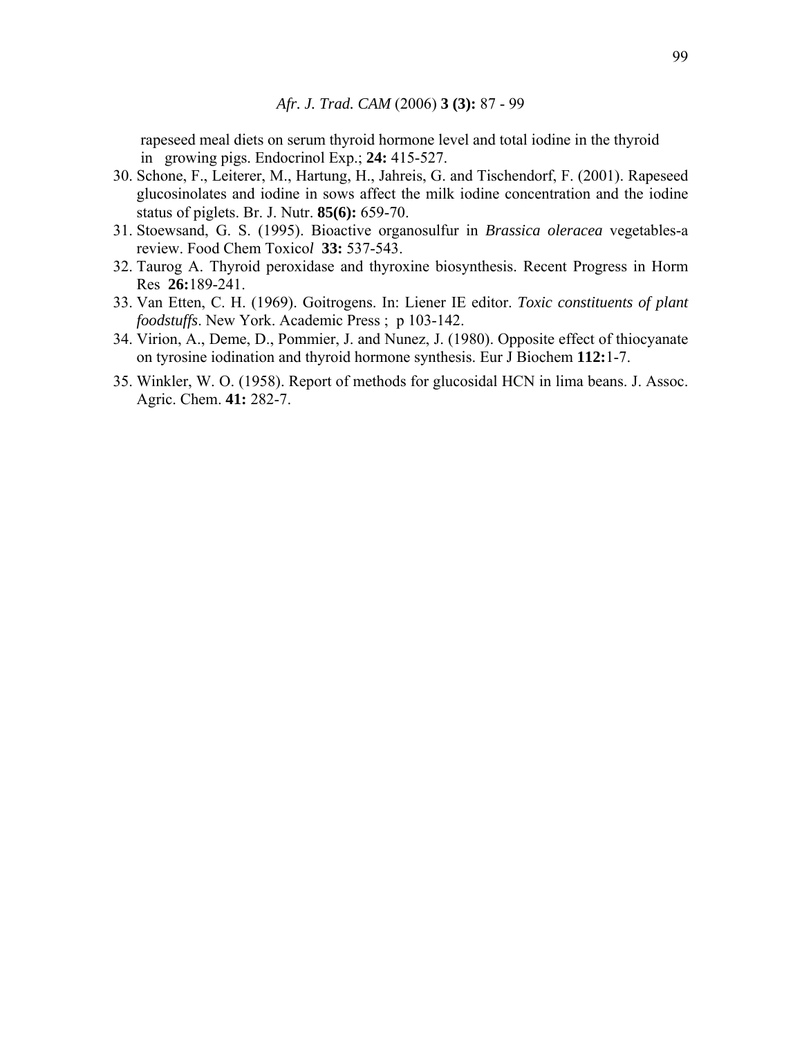rapeseed meal diets on serum thyroid hormone level and total iodine in the thyroid in growing pigs. Endocrinol Exp.; **24:** 415-527.

30. Schone, F., Leiterer, M., Hartung, H., Jahreis, G. and Tischendorf, F. (2001). Rapeseed glucosinolates and iodine in sows affect the milk iodine concentration and the iodine status of piglets. Br. J. Nutr. **85(6):** 659-70.
31. Stoewsand, G. S. (1995). Bioactive organosulfur in *Brassica oleracea* vegetables-a review. Food Chem Toxico*l* **33:** 537-543.
32. Taurog A. Thyroid peroxidase and thyroxine biosynthesis. Recent Progress in Horm Res **26:**189-241.
33. Van Etten, C. H. (1969). Goitrogens. In: Liener IE editor. *Toxic constituents of plant foodstuffs*. New York. Academic Press ; p 103-142.
34. Virion, A., Deme, D., Pommier, J. and Nunez, J. (1980). Opposite effect of thiocyanate on tyrosine iodination and thyroid hormone synthesis. Eur J Biochem **112:**1-7.
35. Winkler, W. O. (1958). Report of methods for glucosidal HCN in lima beans. J. Assoc. Agric. Chem. **41:** 282-7.